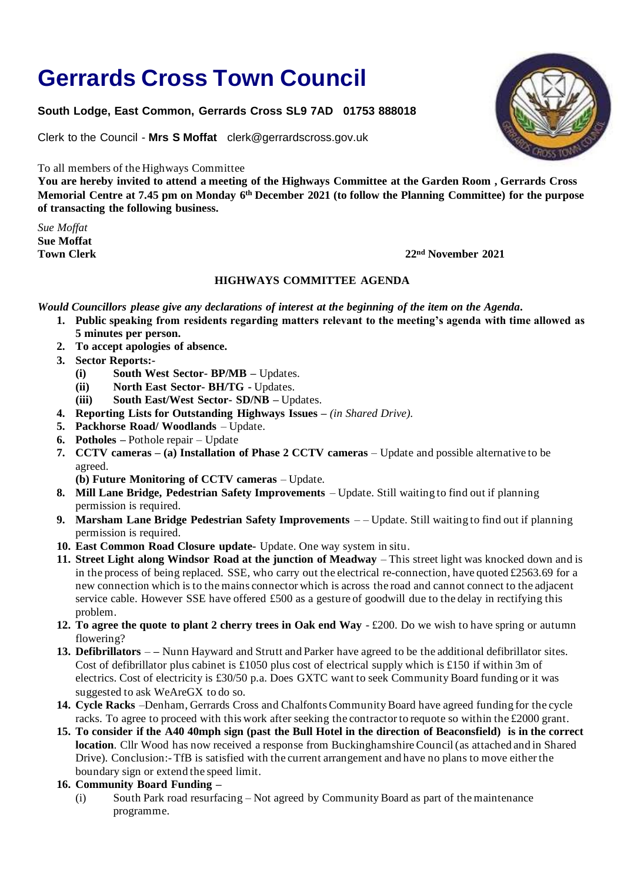# Gerrards Cross Town Council

**South Lodge, East Common, Gerrards Cross SL9 7AD 01753 888018**

Clerk to the Council - **Mrs S Moffat** clerk@gerrardscross.gov.uk

To all members of the Highways Committee

**You are hereby invited to attend a meeting of the Highways Committee at the Garden Room , Gerrards Cross Memorial Centre at 7.45 pm on Monday 6th December 2021 (to follow the Planning Committee) for the purpose of transacting the following business.**

*Sue Moffat*
**Sue Moffat**
**Town Clerk** **22nd November 2021**

## HIGHWAYS COMMITTEE AGENDA

***Would Councillors please give any declarations of interest at the beginning of the item on the Agenda.***

1. **Public speaking from residents regarding matters relevant to the meeting's agenda with time allowed as 5 minutes per person.**
2. **To accept apologies of absence.**
3. **Sector Reports:-**
   - **(i) South West Sector- BP/MB –** Updates.
   - **(ii) North East Sector- BH/TG -** Updates.
   - **(iii) South East/West Sector- SD/NB –** Updates.
4. **Reporting Lists for Outstanding Highways Issues –** *(in Shared Drive).*
5. **Packhorse Road/ Woodlands** – Update.
6. **Potholes –** Pothole repair – Update
7. **CCTV cameras – (a) Installation of Phase 2 CCTV cameras** – Update and possible alternative to be agreed.

   **(b) Future Monitoring of CCTV cameras** – Update.
8. **Mill Lane Bridge, Pedestrian Safety Improvements** – Update. Still waiting to find out if planning permission is required.
9. **Marsham Lane Bridge Pedestrian Safety Improvements** – – Update. Still waiting to find out if planning permission is required.
10. **East Common Road Closure update-** Update. One way system in situ.
11. **Street Light along Windsor Road at the junction of Meadway** – This street light was knocked down and is in the process of being replaced. SSE, who carry out the electrical re-connection, have quoted £2563.69 for a new connection which is to the mains connector which is across the road and cannot connect to the adjacent service cable. However SSE have offered £500 as a gesture of goodwill due to the delay in rectifying this problem.
12. **To agree the quote to plant 2 cherry trees in Oak end Way** - £200. Do we wish to have spring or autumn flowering?
13. **Defibrillators** – – Nunn Hayward and Strutt and Parker have agreed to be the additional defibrillator sites. Cost of defibrillator plus cabinet is £1050 plus cost of electrical supply which is £150 if within 3m of electrics. Cost of electricity is £30/50 p.a. Does GXTC want to seek Community Board funding or it was suggested to ask WeAreGX to do so.
14. **Cycle Racks** –Denham, Gerrards Cross and Chalfonts Community Board have agreed funding for the cycle racks. To agree to proceed with this work after seeking the contractor to requote so within the £2000 grant.
15. **To consider if the A40 40mph sign (past the Bull Hotel in the direction of Beaconsfield) is in the correct location**. Cllr Wood has now received a response from Buckinghamshire Council (as attached and in Shared Drive). Conclusion:- TfB is satisfied with the current arrangement and have no plans to move either the boundary sign or extend the speed limit.
16. **Community Board Funding –**
   - (i) South Park road resurfacing – Not agreed by Community Board as part of the maintenance programme.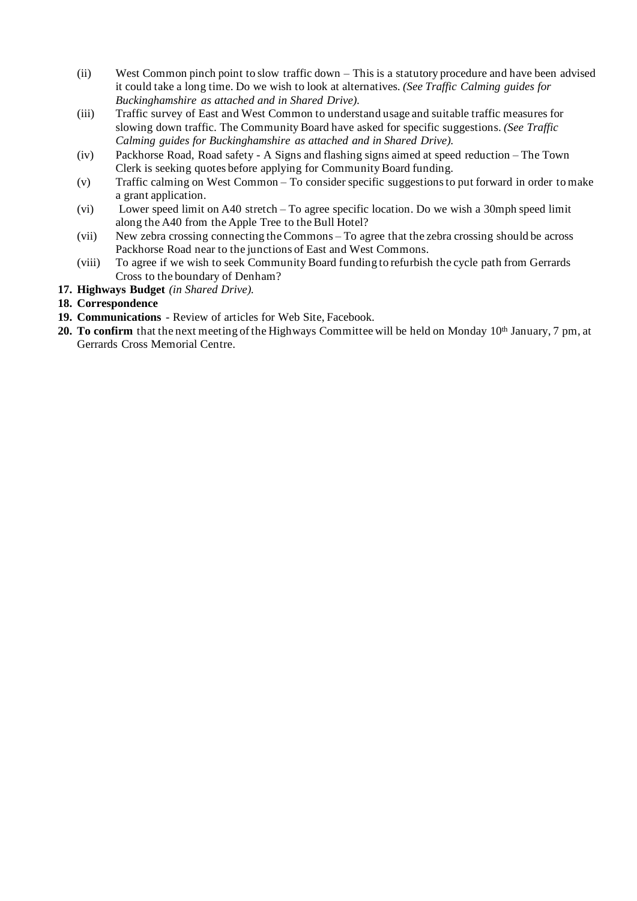(ii) West Common pinch point to slow traffic down – This is a statutory procedure and have been advised it could take a long time. Do we wish to look at alternatives. *(See Traffic Calming guides for Buckinghamshire as attached and in Shared Drive).*

(iii) Traffic survey of East and West Common to understand usage and suitable traffic measures for slowing down traffic. The Community Board have asked for specific suggestions. *(See Traffic Calming guides for Buckinghamshire as attached and in Shared Drive).*

(iv) Packhorse Road, Road safety - A Signs and flashing signs aimed at speed reduction – The Town Clerk is seeking quotes before applying for Community Board funding.

(v) Traffic calming on West Common – To consider specific suggestions to put forward in order to make a grant application.

(vi) Lower speed limit on A40 stretch – To agree specific location. Do we wish a 30mph speed limit along the A40 from the Apple Tree to the Bull Hotel?

(vii) New zebra crossing connecting the Commons – To agree that the zebra crossing should be across Packhorse Road near to the junctions of East and West Commons.

(viii) To agree if we wish to seek Community Board funding to refurbish the cycle path from Gerrards Cross to the boundary of Denham?

17. **Highways Budget** *(in Shared Drive).*
18. **Correspondence**
19. **Communications** - Review of articles for Web Site, Facebook.
20. **To confirm** that the next meeting of the Highways Committee will be held on Monday 10th January, 7 pm, at Gerrards Cross Memorial Centre.